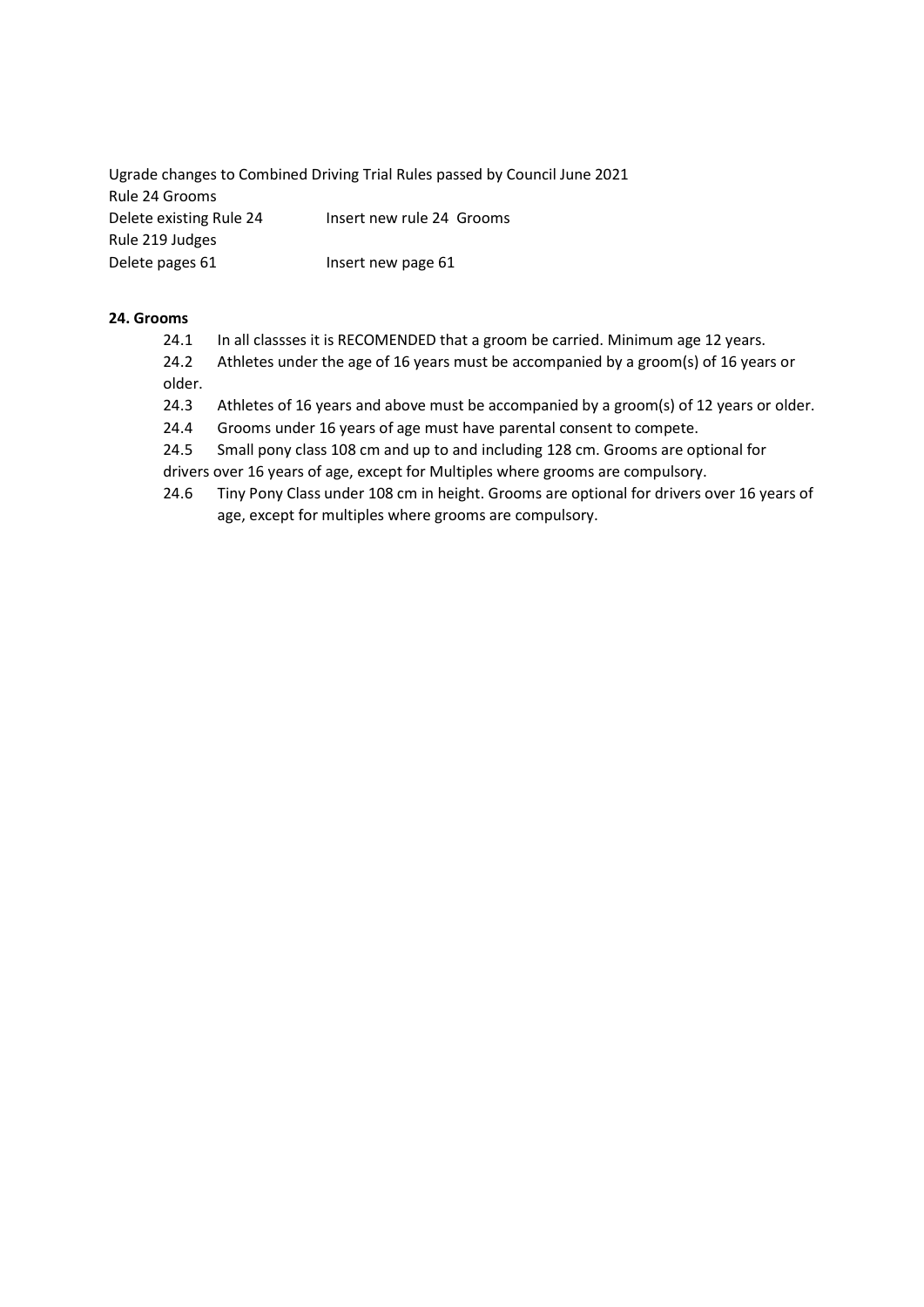Ugrade changes to Combined Driving Trial Rules passed by Council June 2021

Rule 24 Grooms

Delete existing Rule 24 Insert new rule 24 Grooms

Rule 219 Judges

Delete pages 61 Insert new page 61

**24. Grooms**

24.1 In all classses it is RECOMENDED that a groom be carried. Minimum age 12 years.

24.2 Athletes under the age of 16 years must be accompanied by a groom(s) of 16 years or older.

24.3 Athletes of 16 years and above must be accompanied by a groom(s) of 12 years or older.

24.4 Grooms under 16 years of age must have parental consent to compete.

24.5 Small pony class 108 cm and up to and including 128 cm. Grooms are optional for drivers over 16 years of age, except for Multiples where grooms are compulsory.

24.6 Tiny Pony Class under 108 cm in height. Grooms are optional for drivers over 16 years of age, except for multiples where grooms are compulsory.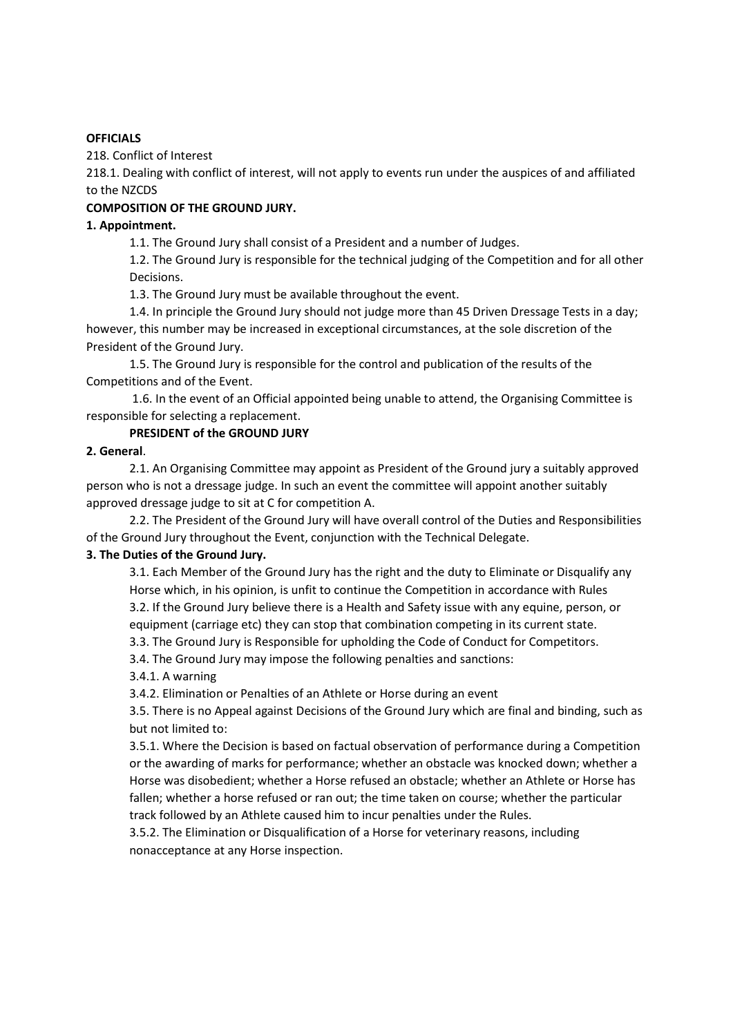**OFFICIALS**

218. Conflict of Interest

218.1. Dealing with conflict of interest, will not apply to events run under the auspices of and affiliated to the NZCDS

**COMPOSITION OF THE GROUND JURY.**

**1. Appointment.**

1.1. The Ground Jury shall consist of a President and a number of Judges.

1.2. The Ground Jury is responsible for the technical judging of the Competition and for all other Decisions.

1.3. The Ground Jury must be available throughout the event.

1.4. In principle the Ground Jury should not judge more than 45 Driven Dressage Tests in a day; however, this number may be increased in exceptional circumstances, at the sole discretion of the President of the Ground Jury.

1.5. The Ground Jury is responsible for the control and publication of the results of the Competitions and of the Event.

1.6. In the event of an Official appointed being unable to attend, the Organising Committee is responsible for selecting a replacement.

**PRESIDENT of the GROUND JURY**

**2. General**.

2.1. An Organising Committee may appoint as President of the Ground jury a suitably approved person who is not a dressage judge. In such an event the committee will appoint another suitably approved dressage judge to sit at C for competition A.

2.2. The President of the Ground Jury will have overall control of the Duties and Responsibilities of the Ground Jury throughout the Event, conjunction with the Technical Delegate.

**3. The Duties of the Ground Jury.**

3.1. Each Member of the Ground Jury has the right and the duty to Eliminate or Disqualify any Horse which, in his opinion, is unfit to continue the Competition in accordance with Rules

3.2. If the Ground Jury believe there is a Health and Safety issue with any equine, person, or equipment (carriage etc) they can stop that combination competing in its current state.

3.3. The Ground Jury is Responsible for upholding the Code of Conduct for Competitors.

3.4. The Ground Jury may impose the following penalties and sanctions:

3.4.1. A warning

3.4.2. Elimination or Penalties of an Athlete or Horse during an event

3.5. There is no Appeal against Decisions of the Ground Jury which are final and binding, such as but not limited to:

3.5.1. Where the Decision is based on factual observation of performance during a Competition or the awarding of marks for performance; whether an obstacle was knocked down; whether a Horse was disobedient; whether a Horse refused an obstacle; whether an Athlete or Horse has fallen; whether a horse refused or ran out; the time taken on course; whether the particular track followed by an Athlete caused him to incur penalties under the Rules.

3.5.2. The Elimination or Disqualification of a Horse for veterinary reasons, including nonacceptance at any Horse inspection.